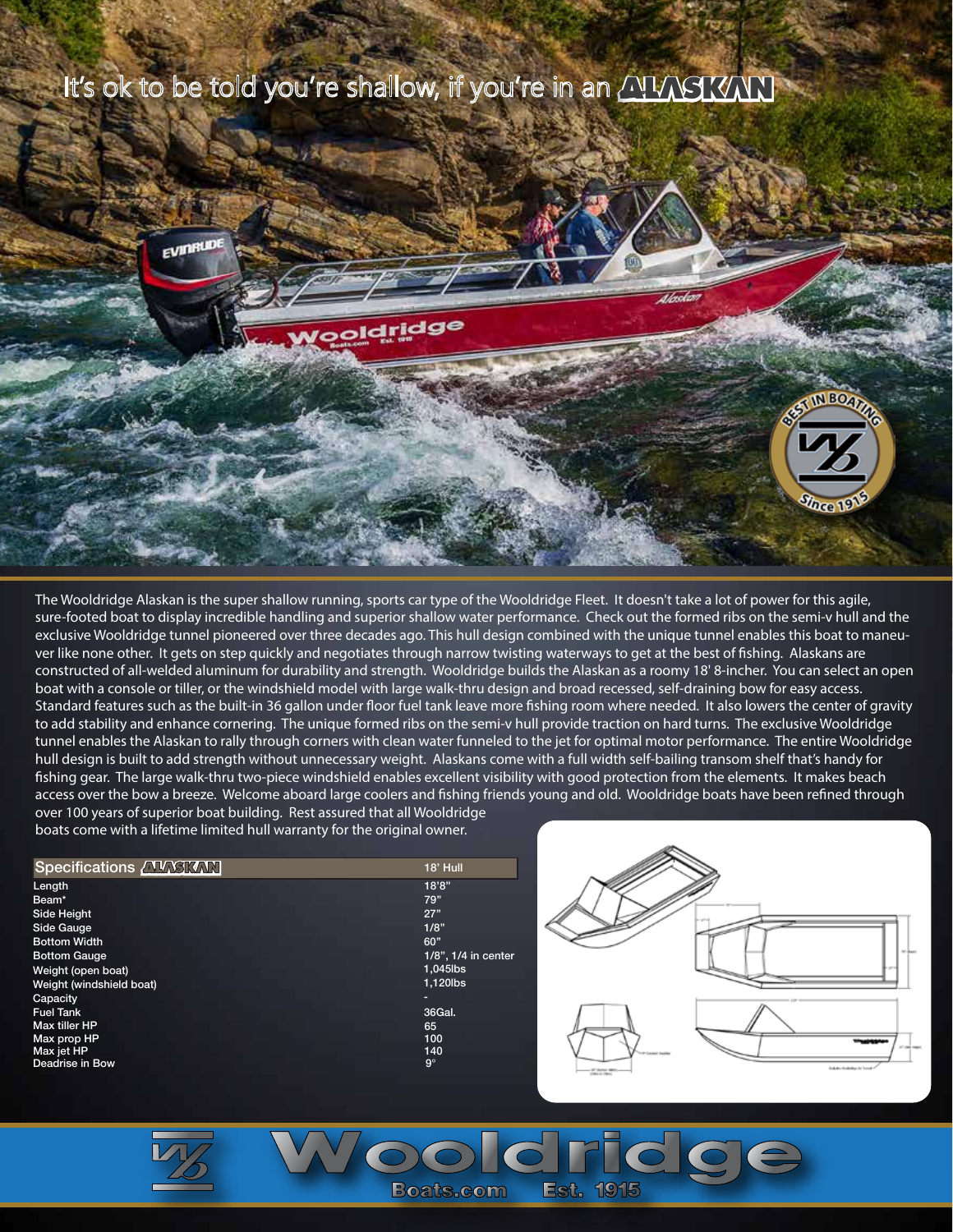# It's ok to be told you're shallow, if you're in an ALASKAN

The Wooldridge Alaskan is the super shallow running, sports car type of the Wooldridge Fleet. It doesn't take a lot of power for this agile, sure-footed boat to display incredible handling and superior shallow water performance. Check out the formed ribs on the semi-v hull and the exclusive Wooldridge tunnel pioneered over three decades ago. This hull design combined with the unique tunnel enables this boat to maneuver like none other. It gets on step quickly and negotiates through narrow twisting waterways to get at the best of fishing. Alaskans are constructed of all-welded aluminum for durability and strength. Wooldridge builds the Alaskan as a roomy 18' 8-incher. You can select an open boat with a console or tiller, or the windshield model with large walk-thru design and broad recessed, self-draining bow for easy access. Standard features such as the built-in 36 gallon under floor fuel tank leave more fishing room where needed. It also lowers the center of gravity to add stability and enhance cornering. The unique formed ribs on the semi-v hull provide traction on hard turns. The exclusive Wooldridge tunnel enables the Alaskan to rally through corners with clean water funneled to the jet for optimal motor performance. The entire Wooldridge hull design is built to add strength without unnecessary weight. Alaskans come with a full width self-bailing transom shelf that's handy for fishing gear. The large walk-thru two-piece windshield enables excellent visibility with good protection from the elements. It makes beach access over the bow a breeze. Welcome aboard large coolers and fishing friends young and old. Wooldridge boats have been refined through over 100 years of superior boat building. Rest assured that all Wooldridge boats come with a lifetime limited hull warranty for the original owner.

| Specifications ALASKAN | 18' Hull |
|---|---|
| Length | 18'8" |
| Beam* | 79" |
| Side Height | 27" |
| Side Gauge | 1/8" |
| Bottom Width | 60" |
| Bottom Gauge | 1/8", 1/4 in center |
| Weight (open boat) | 1,045lbs |
| Weight (windshield boat) | 1,120lbs |
| Capacity | - |
| Fuel Tank | 36Gal. |
| Max tiller HP | 65 |
| Max prop HP | 100 |
| Max jet HP | 140 |
| Deadrise in Bow | 9° |

Wooldridge Boats.com Est. 1915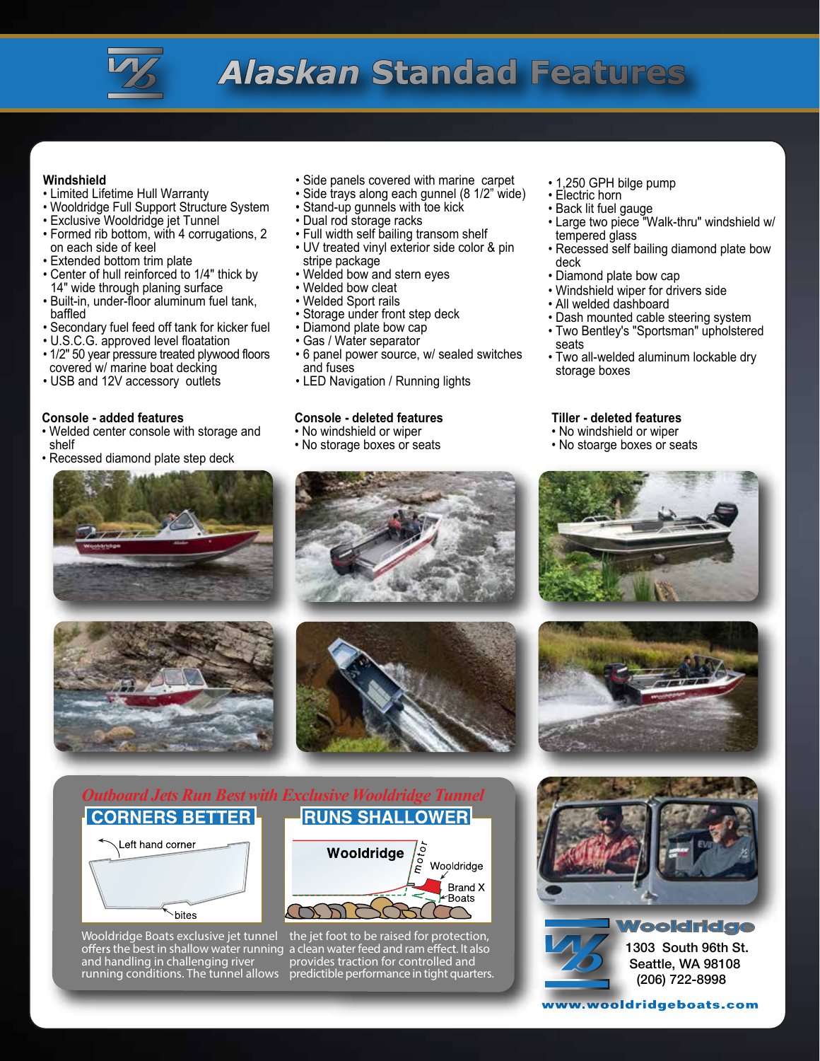# Alaskan Standad Features

**Windshield**

- Limited Lifetime Hull Warranty
- Wooldridge Full Support Structure System
- Exclusive Wooldridge jet Tunnel
- Formed rib bottom, with 4 corrugations, 2 on each side of keel
- Extended bottom trim plate
- Center of hull reinforced to 1/4" thick by 14" wide through planing surface
- Built-in, under-floor aluminum fuel tank, baffled
- Secondary fuel feed off tank for kicker fuel
- U.S.C.G. approved level floatation
- 1/2" 50 year pressure treated plywood floors covered w/ marine boat decking
- USB and 12V accessory outlets
- Side panels covered with marine carpet
- Side trays along each gunnel (8 1/2" wide)
- Stand-up gunnels with toe kick
- Dual rod storage racks
- Full width self bailing transom shelf
- UV treated vinyl exterior side color & pin stripe package
- Welded bow and stern eyes
- Welded bow cleat
- Welded Sport rails
- Storage under front step deck
- Diamond plate bow cap
- Gas / Water separator
- 6 panel power source, w/ sealed switches and fuses
- LED Navigation / Running lights
- 1,250 GPH bilge pump
- Electric horn
- Back lit fuel gauge
- Large two piece "Walk-thru" windshield w/ tempered glass
- Recessed self bailing diamond plate bow deck
- Diamond plate bow cap
- Windshield wiper for drivers side
- All welded dashboard
- Dash mounted cable steering system
- Two Bentley's "Sportsman" upholstered seats
- Two all-welded aluminum lockable dry storage boxes

**Console - added features**

- Welded center console with storage and shelf
- Recessed diamond plate step deck

**Console - deleted features**

- No windshield or wiper
- No storage boxes or seats

**Tiller - deleted features**

- No windshield or wiper
- No stoarge boxes or seats

*Outboard Jets Run Best with Exclusive Wooldridge Tunnel*

**CORNERS BETTER**

Left hand corner

bites

**RUNS SHALLOWER**

Wooldridge

motor

Wooldridge

Brand X Boats

Wooldridge Boats exclusive jet tunnel offers the best in shallow water running and handling in challenging river running conditions. The tunnel allows the jet foot to be raised for protection, a clean water feed and ram effect. It also provides traction for controlled and predictible performance in tight quarters.

**Wooldridge**

1303 South 96th St.
Seattle, WA 98108
(206) 722-8998

www.wooldridgeboats.com